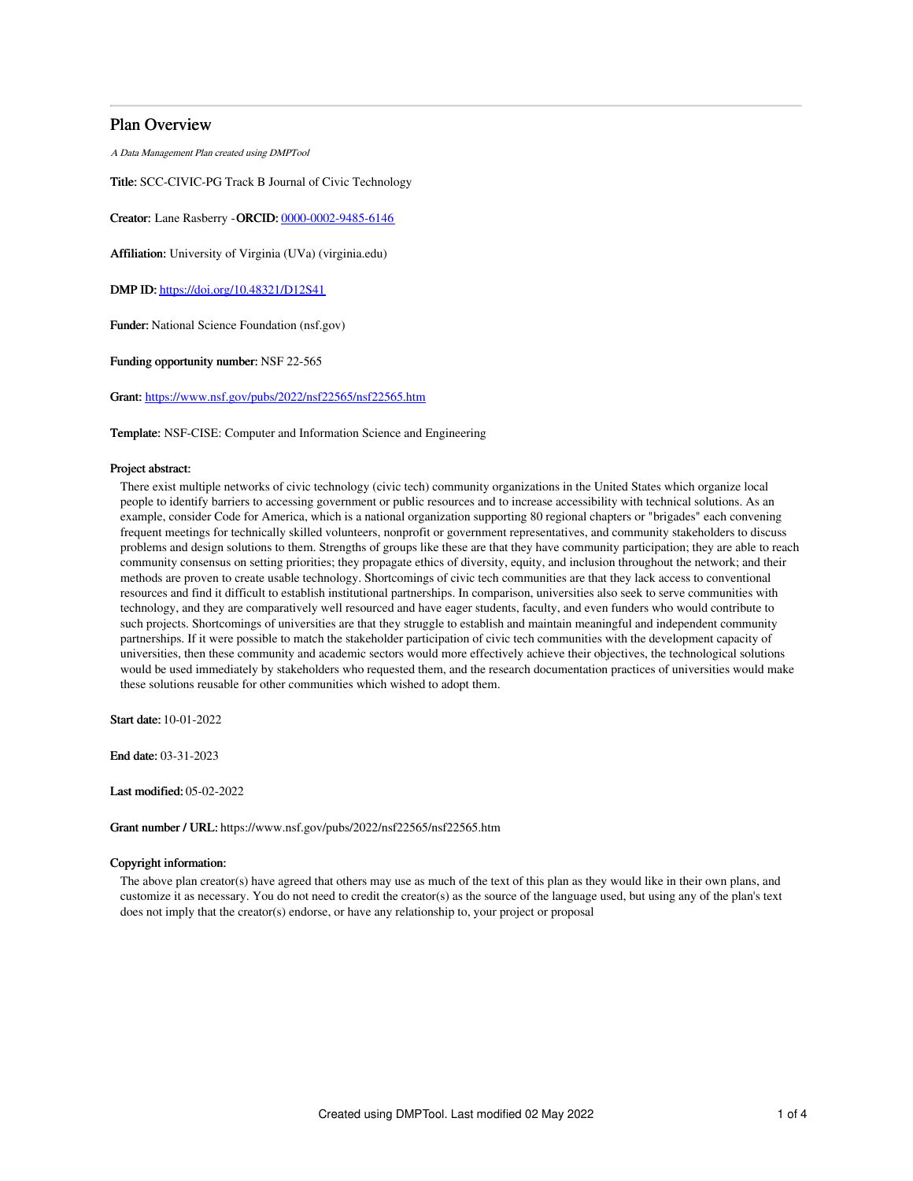## Plan Overview

*A Data Management Plan created using DMPTool*

**Title:** SCC-CIVIC-PG Track B Journal of Civic Technology

**Creator:** Lane Rasberry -**ORCID:** 0000-0002-9485-6146

**Affiliation:** University of Virginia (UVa) (virginia.edu)

**DMP ID:** https://doi.org/10.48321/D12S41

**Funder:** National Science Foundation (nsf.gov)

**Funding opportunity number:** NSF 22-565

**Grant:** https://www.nsf.gov/pubs/2022/nsf22565/nsf22565.htm

**Template:** NSF-CISE: Computer and Information Science and Engineering

**Project abstract:**

There exist multiple networks of civic technology (civic tech) community organizations in the United States which organize local people to identify barriers to accessing government or public resources and to increase accessibility with technical solutions. As an example, consider Code for America, which is a national organization supporting 80 regional chapters or "brigades" each convening frequent meetings for technically skilled volunteers, nonprofit or government representatives, and community stakeholders to discuss problems and design solutions to them. Strengths of groups like these are that they have community participation; they are able to reach community consensus on setting priorities; they propagate ethics of diversity, equity, and inclusion throughout the network; and their methods are proven to create usable technology. Shortcomings of civic tech communities are that they lack access to conventional resources and find it difficult to establish institutional partnerships. In comparison, universities also seek to serve communities with technology, and they are comparatively well resourced and have eager students, faculty, and even funders who would contribute to such projects. Shortcomings of universities are that they struggle to establish and maintain meaningful and independent community partnerships. If it were possible to match the stakeholder participation of civic tech communities with the development capacity of universities, then these community and academic sectors would more effectively achieve their objectives, the technological solutions would be used immediately by stakeholders who requested them, and the research documentation practices of universities would make these solutions reusable for other communities which wished to adopt them.

**Start date:** 10-01-2022

**End date:** 03-31-2023

**Last modified:** 05-02-2022

**Grant number / URL:** https://www.nsf.gov/pubs/2022/nsf22565/nsf22565.htm

**Copyright information:**

The above plan creator(s) have agreed that others may use as much of the text of this plan as they would like in their own plans, and customize it as necessary. You do not need to credit the creator(s) as the source of the language used, but using any of the plan's text does not imply that the creator(s) endorse, or have any relationship to, your project or proposal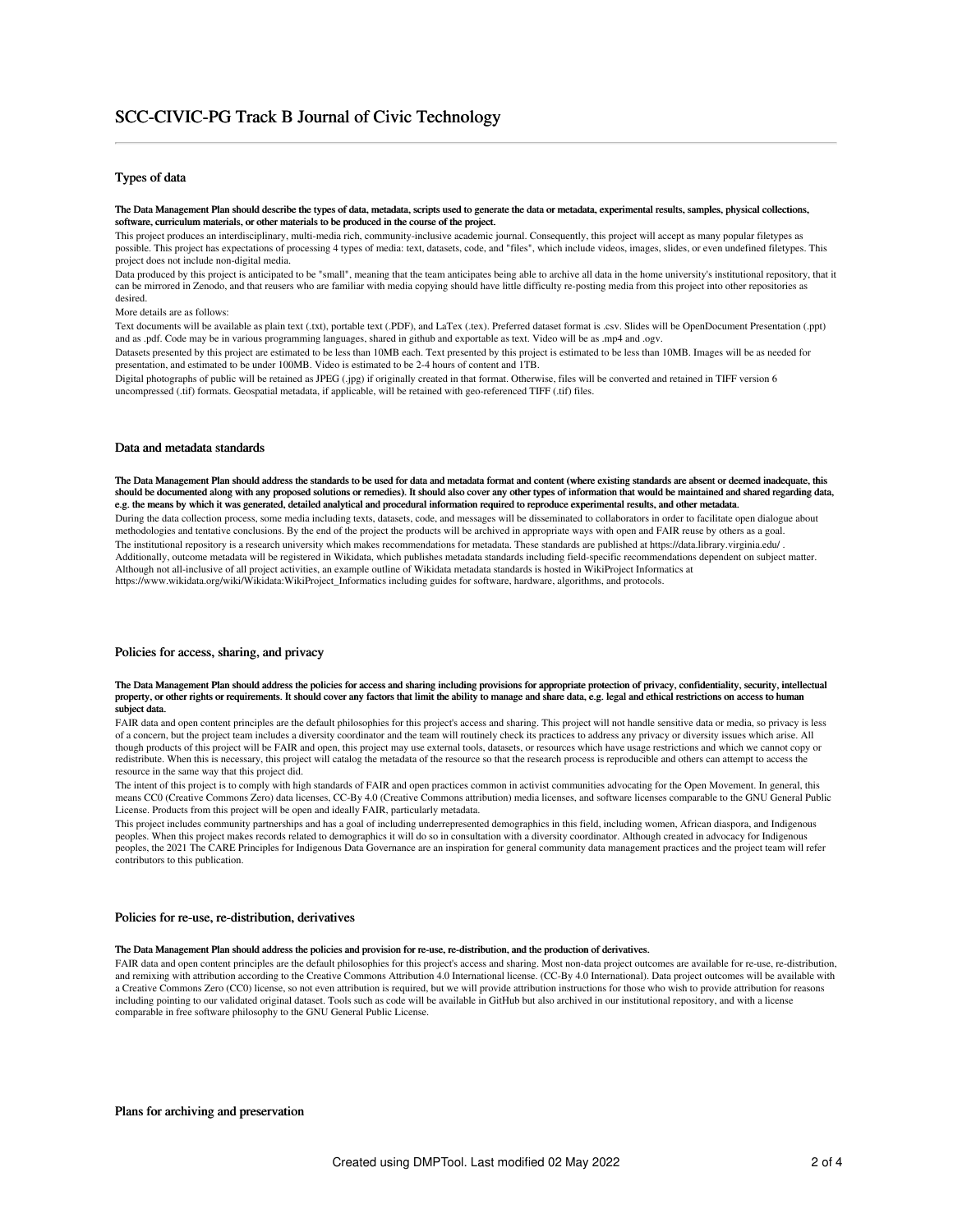# SCC-CIVIC-PG Track B Journal of Civic Technology

## Types of data

**The Data Management Plan should describe the types of data, metadata, scripts used to generate the data or metadata, experimental results, samples, physical collections, software, curriculum materials, or other materials to be produced in the course of the project.**

This project produces an interdisciplinary, multi-media rich, community-inclusive academic journal. Consequently, this project will accept as many popular filetypes as possible. This project has expectations of processing 4 types of media: text, datasets, code, and "files", which include videos, images, slides, or even undefined filetypes. This project does not include non-digital media.

Data produced by this project is anticipated to be "small", meaning that the team anticipates being able to archive all data in the home university's institutional repository, that it can be mirrored in Zenodo, and that reusers who are familiar with media copying should have little difficulty re-posting media from this project into other repositories as desired.

More details are as follows:

Text documents will be available as plain text (.txt), portable text (.PDF), and LaTex (.tex). Preferred dataset format is .csv. Slides will be OpenDocument Presentation (.ppt) and as .pdf. Code may be in various programming languages, shared in github and exportable as text. Video will be as .mp4 and .ogv.

Datasets presented by this project are estimated to be less than 10MB each. Text presented by this project is estimated to be less than 10MB. Images will be as needed for presentation, and estimated to be under 100MB. Video is estimated to be 2-4 hours of content and 1TB.

Digital photographs of public will be retained as JPEG (.jpg) if originally created in that format. Otherwise, files will be converted and retained in TIFF version 6 uncompressed (.tif) formats. Geospatial metadata, if applicable, will be retained with geo-referenced TIFF (.tif) files.

## Data and metadata standards

**The Data Management Plan should address the standards to be used for data and metadata format and content (where existing standards are absent or deemed inadequate, this should be documented along with any proposed solutions or remedies). It should also cover any other types of information that would be maintained and shared regarding data, e.g. the means by which it was generated, detailed analytical and procedural information required to reproduce experimental results, and other metadata.**

During the data collection process, some media including texts, datasets, code, and messages will be disseminated to collaborators in order to facilitate open dialogue about methodologies and tentative conclusions. By the end of the project the products will be archived in appropriate ways with open and FAIR reuse by others as a goal.

The institutional repository is a research university which makes recommendations for metadata. These standards are published at https://data.library.virginia.edu/ . Additionally, outcome metadata will be registered in Wikidata, which publishes metadata standards including field-specific recommendations dependent on subject matter. Although not all-inclusive of all project activities, an example outline of Wikidata metadata standards is hosted in WikiProject Informatics at https://www.wikidata.org/wiki/Wikidata:WikiProject_Informatics including guides for software, hardware, algorithms, and protocols.

## Policies for access, sharing, and privacy

**The Data Management Plan should address the policies for access and sharing including provisions for appropriate protection of privacy, confidentiality, security, intellectual property, or other rights or requirements. It should cover any factors that limit the ability to manage and share data, e.g. legal and ethical restrictions on access to human subject data.**

FAIR data and open content principles are the default philosophies for this project's access and sharing. This project will not handle sensitive data or media, so privacy is less of a concern, but the project team includes a diversity coordinator and the team will routinely check its practices to address any privacy or diversity issues which arise. All though products of this project will be FAIR and open, this project may use external tools, datasets, or resources which have usage restrictions and which we cannot copy or redistribute. When this is necessary, this project will catalog the metadata of the resource so that the research process is reproducible and others can attempt to access the resource in the same way that this project did.

The intent of this project is to comply with high standards of FAIR and open practices common in activist communities advocating for the Open Movement. In general, this means CC0 (Creative Commons Zero) data licenses, CC-By 4.0 (Creative Commons attribution) media licenses, and software licenses comparable to the GNU General Public License. Products from this project will be open and ideally FAIR, particularly metadata.

This project includes community partnerships and has a goal of including underrepresented demographics in this field, including women, African diaspora, and Indigenous peoples. When this project makes records related to demographics it will do so in consultation with a diversity coordinator. Although created in advocacy for Indigenous peoples, the 2021 The CARE Principles for Indigenous Data Governance are an inspiration for general community data management practices and the project team will refer contributors to this publication.

## Policies for re-use, re-distribution, derivatives

**The Data Management Plan should address the policies and provision for re-use, re-distribution, and the production of derivatives.**

FAIR data and open content principles are the default philosophies for this project's access and sharing. Most non-data project outcomes are available for re-use, re-distribution, and remixing with attribution according to the Creative Commons Attribution 4.0 International license. (CC-By 4.0 International). Data project outcomes will be available with a Creative Commons Zero (CC0) license, so not even attribution is required, but we will provide attribution instructions for those who wish to provide attribution for reasons including pointing to our validated original dataset. Tools such as code will be available in GitHub but also archived in our institutional repository, and with a license comparable in free software philosophy to the GNU General Public License.

## Plans for archiving and preservation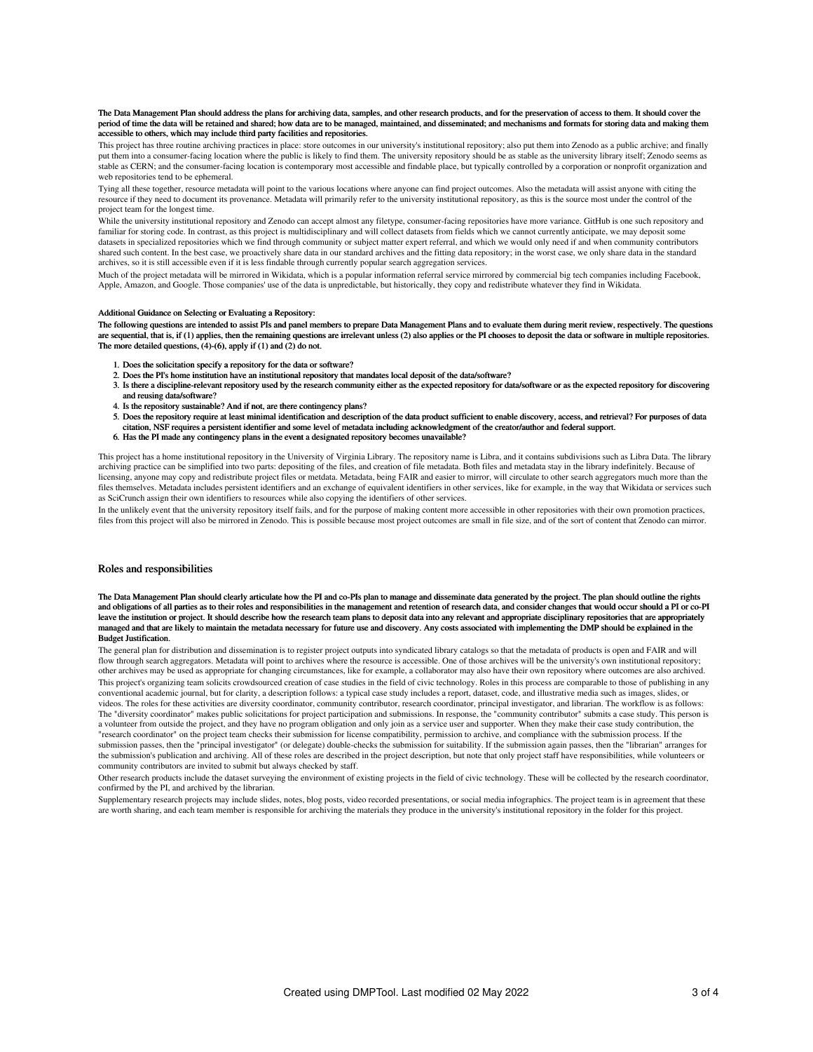**The Data Management Plan should address the plans for archiving data, samples, and other research products, and for the preservation of access to them. It should cover the period of time the data will be retained and shared; how data are to be managed, maintained, and disseminated; and mechanisms and formats for storing data and making them accessible to others, which may include third party facilities and repositories.**

This project has three routine archiving practices in place: store outcomes in our university's institutional repository; also put them into Zenodo as a public archive; and finally put them into a consumer-facing location where the public is likely to find them. The university repository should be as stable as the university library itself; Zenodo seems as stable as CERN; and the consumer-facing location is contemporary most accessible and findable place, but typically controlled by a corporation or nonprofit organization and web repositories tend to be ephemeral.

Tying all these together, resource metadata will point to the various locations where anyone can find project outcomes. Also the metadata will assist anyone with citing the resource if they need to document its provenance. Metadata will primarily refer to the university institutional repository, as this is the source most under the control of the project team for the longest time.

While the university institutional repository and Zenodo can accept almost any filetype, consumer-facing repositories have more variance. GitHub is one such repository and familiar for storing code. In contrast, as this project is multidisciplinary and will collect datasets from fields which we cannot currently anticipate, we may deposit some datasets in specialized repositories which we find through community or subject matter expert referral, and which we would only need if and when community contributors shared such content. In the best case, we proactively share data in our standard archives and the fitting data repository; in the worst case, we only share data in the standard archives, so it is still accessible even if it is less findable through currently popular search aggregation services.

Much of the project metadata will be mirrored in Wikidata, which is a popular information referral service mirrored by commercial big tech companies including Facebook, Apple, Amazon, and Google. Those companies' use of the data is unpredictable, but historically, they copy and redistribute whatever they find in Wikidata.

**Additional Guidance on Selecting or Evaluating a Repository:**

**The following questions are intended to assist PIs and panel members to prepare Data Management Plans and to evaluate them during merit review, respectively. The questions are sequential, that is, if (1) applies, then the remaining questions are irrelevant unless (2) also applies or the PI chooses to deposit the data or software in multiple repositories. The more detailed questions, (4)-(6), apply if (1) and (2) do not.**

1. **Does the solicitation specify a repository for the data or software?**
2. **Does the PI's home institution have an institutional repository that mandates local deposit of the data/software?**
3. **Is there a discipline-relevant repository used by the research community either as the expected repository for data/software or as the expected repository for discovering and reusing data/software?**
4. **Is the repository sustainable? And if not, are there contingency plans?**
5. **Does the repository require at least minimal identification and description of the data product sufficient to enable discovery, access, and retrieval? For purposes of data citation, NSF requires a persistent identifier and some level of metadata including acknowledgment of the creator/author and federal support.**
6. **Has the PI made any contingency plans in the event a designated repository becomes unavailable?**

This project has a home institutional repository in the University of Virginia Library. The repository name is Libra, and it contains subdivisions such as Libra Data. The library archiving practice can be simplified into two parts: depositing of the files, and creation of file metadata. Both files and metadata stay in the library indefinitely. Because of licensing, anyone may copy and redistribute project files or metdata. Metadata, being FAIR and easier to mirror, will circulate to other search aggregators much more than the files themselves. Metadata includes persistent identifiers and an exchange of equivalent identifiers in other services, like for example, in the way that Wikidata or services such as SciCrunch assign their own identifiers to resources while also copying the identifiers of other services.

In the unlikely event that the university repository itself fails, and for the purpose of making content more accessible in other repositories with their own promotion practices, files from this project will also be mirrored in Zenodo. This is possible because most project outcomes are small in file size, and of the sort of content that Zenodo can mirror.

## Roles and responsibilities

**The Data Management Plan should clearly articulate how the PI and co-PIs plan to manage and disseminate data generated by the project. The plan should outline the rights and obligations of all parties as to their roles and responsibilities in the management and retention of research data, and consider changes that would occur should a PI or co-PI leave the institution or project. It should describe how the research team plans to deposit data into any relevant and appropriate disciplinary repositories that are appropriately managed and that are likely to maintain the metadata necessary for future use and discovery. Any costs associated with implementing the DMP should be explained in the Budget Justification.**

The general plan for distribution and dissemination is to register project outputs into syndicated library catalogs so that the metadata of products is open and FAIR and will flow through search aggregators. Metadata will point to archives where the resource is accessible. One of those archives will be the university's own institutional repository; other archives may be used as appropriate for changing circumstances, like for example, a collaborator may also have their own repository where outcomes are also archived.

This project's organizing team solicits crowdsourced creation of case studies in the field of civic technology. Roles in this process are comparable to those of publishing in any conventional academic journal, but for clarity, a description follows: a typical case study includes a report, dataset, code, and illustrative media such as images, slides, or videos. The roles for these activities are diversity coordinator, community contributor, research coordinator, principal investigator, and librarian. The workflow is as follows: The "diversity coordinator" makes public solicitations for project participation and submissions. In response, the "community contributor" submits a case study. This person is a volunteer from outside the project, and they have no program obligation and only join as a service user and supporter. When they make their case study contribution, the "research coordinator" on the project team checks their submission for license compatibility, permission to archive, and compliance with the submission process. If the submission passes, then the "principal investigator" (or delegate) double-checks the submission for suitability. If the submission again passes, then the "librarian" arranges for the submission's publication and archiving. All of these roles are described in the project description, but note that only project staff have responsibilities, while volunteers or community contributors are invited to submit but always checked by staff.

Other research products include the dataset surveying the environment of existing projects in the field of civic technology. These will be collected by the research coordinator, confirmed by the PI, and archived by the librarian.

Supplementary research projects may include slides, notes, blog posts, video recorded presentations, or social media infographics. The project team is in agreement that these are worth sharing, and each team member is responsible for archiving the materials they produce in the university's institutional repository in the folder for this project.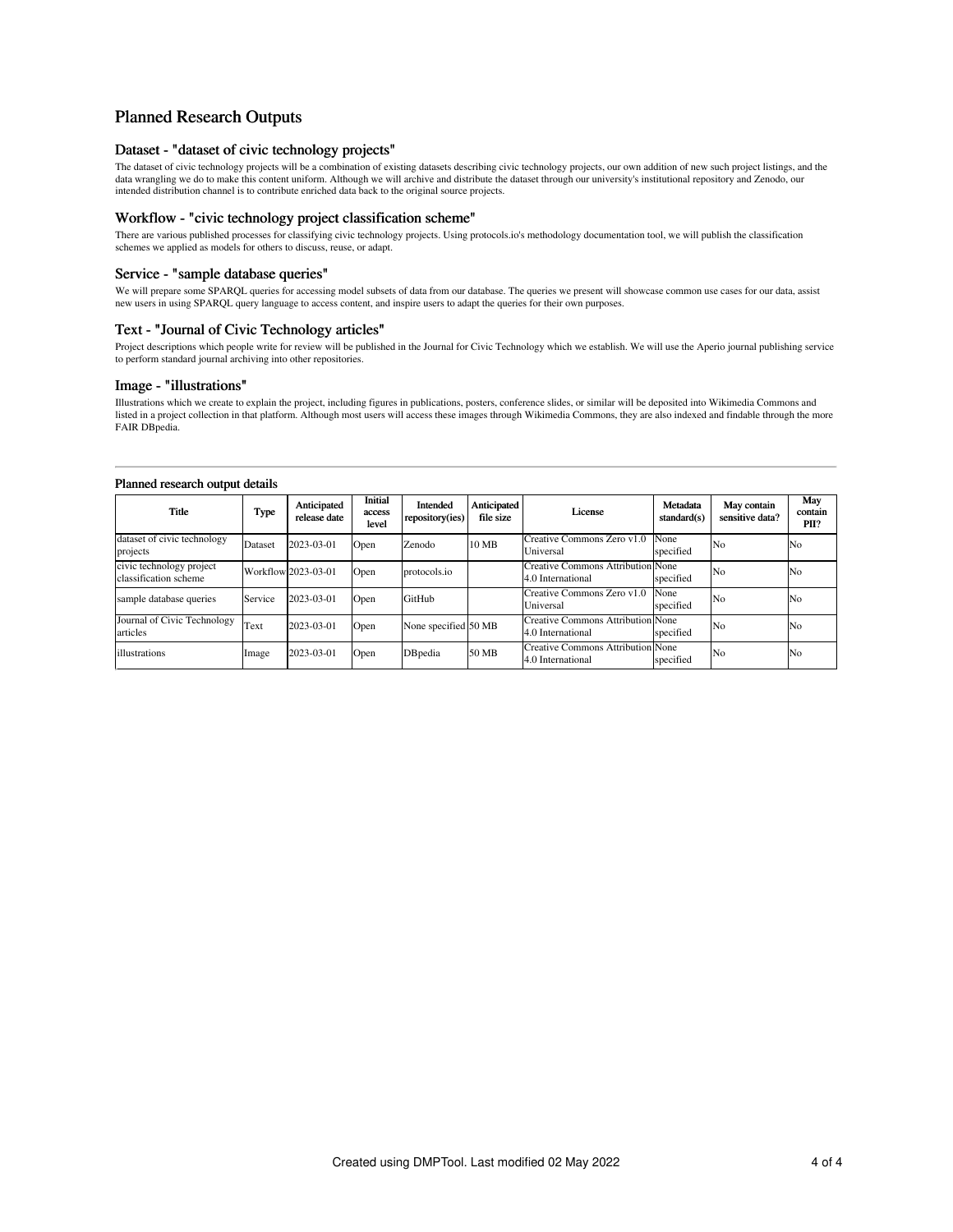## Planned Research Outputs

### Dataset - "dataset of civic technology projects"

The dataset of civic technology projects will be a combination of existing datasets describing civic technology projects, our own addition of new such project listings, and the data wrangling we do to make this content uniform. Although we will archive and distribute the dataset through our university's institutional repository and Zenodo, our intended distribution channel is to contribute enriched data back to the original source projects.

### Workflow - "civic technology project classification scheme"

There are various published processes for classifying civic technology projects. Using protocols.io's methodology documentation tool, we will publish the classification schemes we applied as models for others to discuss, reuse, or adapt.

### Service - "sample database queries"

We will prepare some SPARQL queries for accessing model subsets of data from our database. The queries we present will showcase common use cases for our data, assist new users in using SPARQL query language to access content, and inspire users to adapt the queries for their own purposes.

### Text - "Journal of Civic Technology articles"

Project descriptions which people write for review will be published in the Journal for Civic Technology which we establish. We will use the Aperio journal publishing service to perform standard journal archiving into other repositories.

### Image - "illustrations"

Illustrations which we create to explain the project, including figures in publications, posters, conference slides, or similar will be deposited into Wikimedia Commons and listed in a project collection in that platform. Although most users will access these images through Wikimedia Commons, they are also indexed and findable through the more FAIR DBpedia.

---

#### Planned research output details

| Title | Type | Anticipated release date | Initial access level | Intended repository(ies) | Anticipated file size | License | Metadata standard(s) | May contain sensitive data? | May contain PII? |
|---|---|---|---|---|---|---|---|---|---|
| dataset of civic technology projects | Dataset | 2023-03-01 | Open | Zenodo | 10 MB | Creative Commons Zero v1.0 Universal | None specified | No | No |
| civic technology project classification scheme | Workflow | 2023-03-01 | Open | protocols.io | | Creative Commons Attribution 4.0 International | None specified | No | No |
| sample database queries | Service | 2023-03-01 | Open | GitHub | | Creative Commons Zero v1.0 Universal | None specified | No | No |
| Journal of Civic Technology articles | Text | 2023-03-01 | Open | None specified | 50 MB | Creative Commons Attribution 4.0 International | None specified | No | No |
| illustrations | Image | 2023-03-01 | Open | DBpedia | 50 MB | Creative Commons Attribution 4.0 International | None specified | No | No |